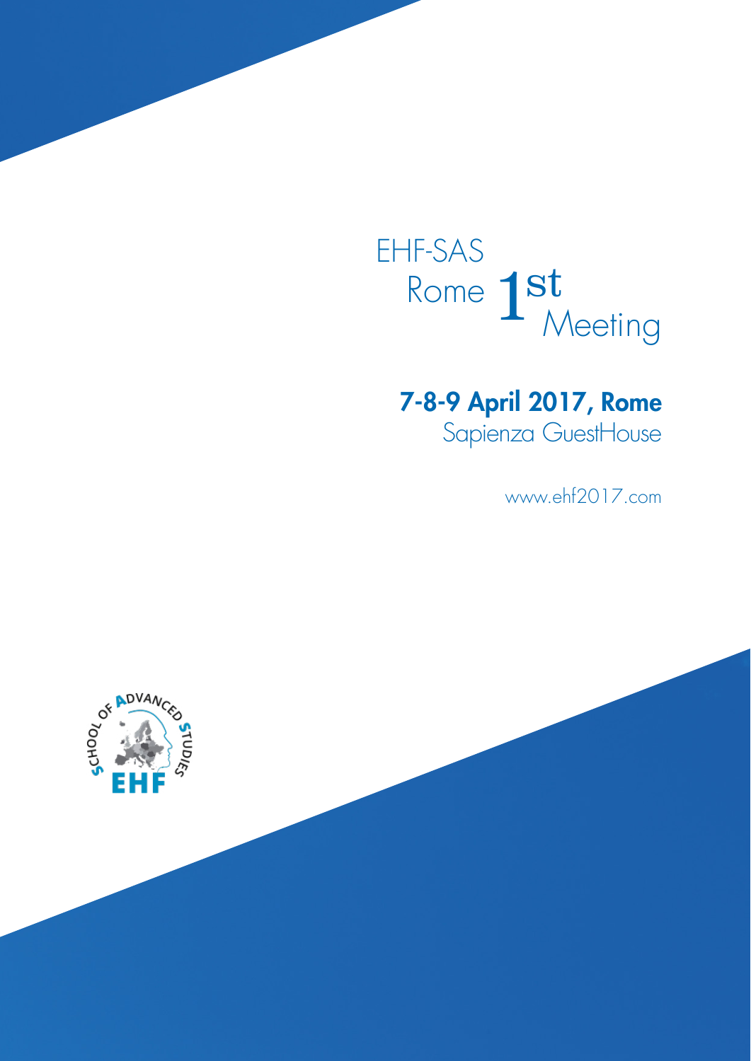# EHF-SAS Rome 1st Meeting

**7-8-9 April 2017, Rome**
Sapienza GuestHouse

www.ehf2017.com

SCHOOL OF ADVANCED STUDIES EHF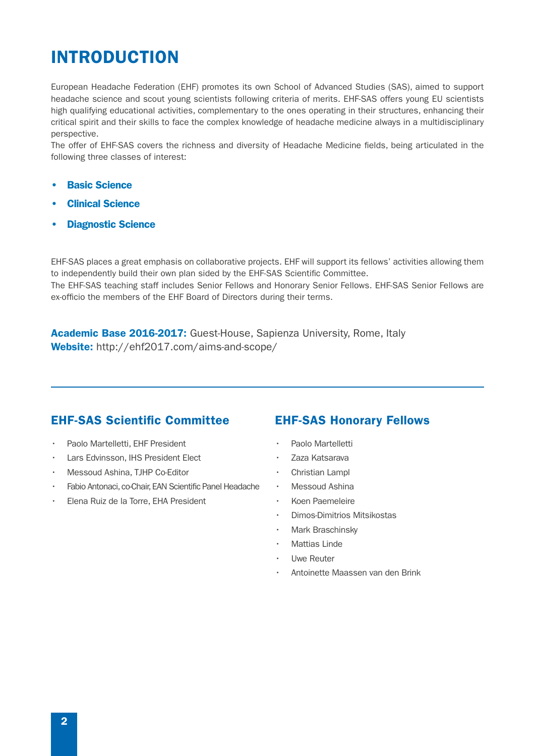# INTRODUCTION

European Headache Federation (EHF) promotes its own School of Advanced Studies (SAS), aimed to support headache science and scout young scientists following criteria of merits. EHF-SAS offers young EU scientists high qualifying educational activities, complementary to the ones operating in their structures, enhancing their critical spirit and their skills to face the complex knowledge of headache medicine always in a multidisciplinary perspective.
The offer of EHF-SAS covers the richness and diversity of Headache Medicine fields, being articulated in the following three classes of interest:

- **Basic Science**
- **Clinical Science**
- **Diagnostic Science**

EHF-SAS places a great emphasis on collaborative projects. EHF will support its fellows' activities allowing them to independently build their own plan sided by the EHF-SAS Scientific Committee.
The EHF-SAS teaching staff includes Senior Fellows and Honorary Senior Fellows. EHF-SAS Senior Fellows are ex-officio the members of the EHF Board of Directors during their terms.

**Academic Base 2016-2017:** Guest-House, Sapienza University, Rome, Italy
**Website:** http://ehf2017.com/aims-and-scope/

## EHF-SAS Scientific Committee

- Paolo Martelletti, EHF President
- Lars Edvinsson, IHS President Elect
- Messoud Ashina, TJHP Co-Editor
- Fabio Antonaci, co-Chair, EAN Scientific Panel Headache
- Elena Ruiz de la Torre, EHA President

## EHF-SAS Honorary Fellows

- Paolo Martelletti
- Zaza Katsarava
- Christian Lampl
- Messoud Ashina
- Koen Paemeleire
- Dimos-Dimitrios Mitsikostas
- Mark Braschinsky
- Mattias Linde
- Uwe Reuter
- Antoinette Maassen van den Brink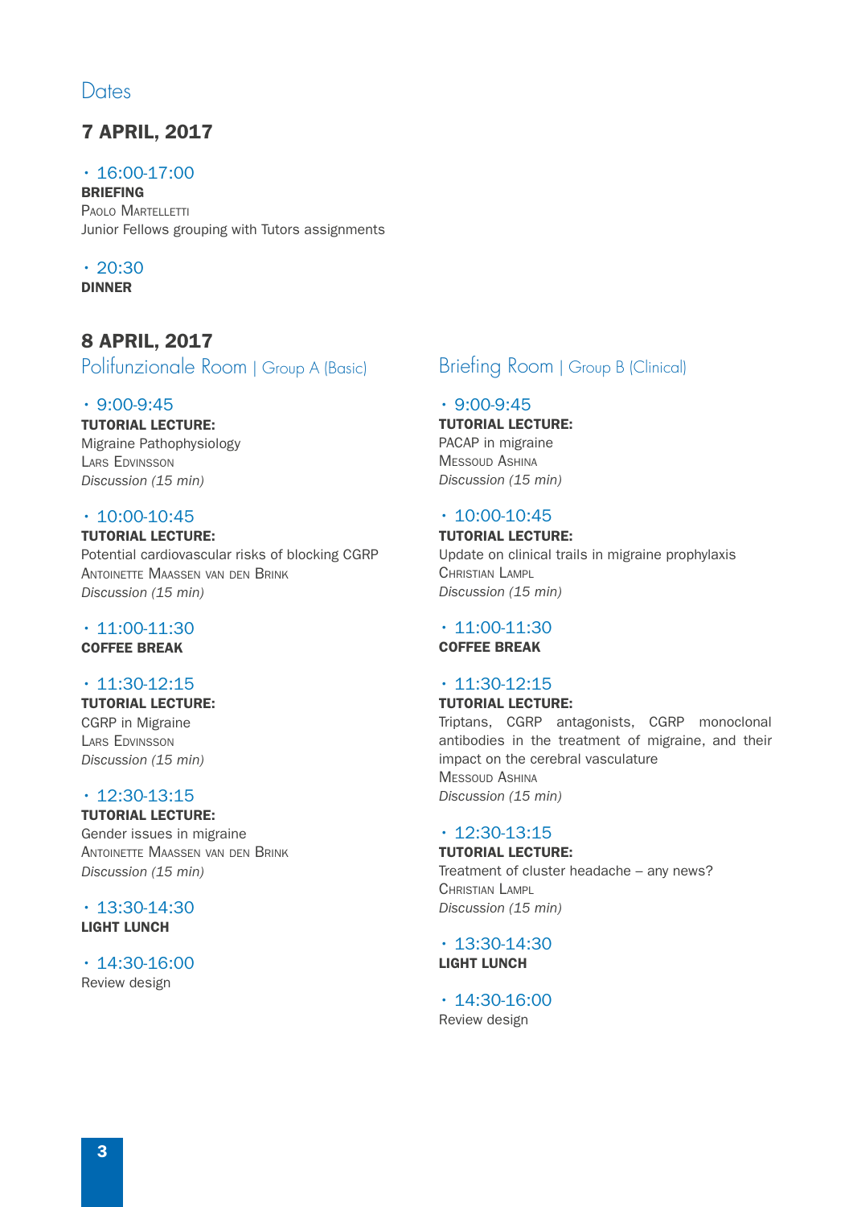# Dates

## 7 APRIL, 2017

• 16:00-17:00
**BRIEFING**
Paolo Martelletti
Junior Fellows grouping with Tutors assignments

• 20:30
**DINNER**

## 8 APRIL, 2017

### Polifunzionale Room | Group A (Basic)

• 9:00-9:45
**TUTORIAL LECTURE:**
Migraine Pathophysiology
Lars Edvinsson
*Discussion (15 min)*

• 10:00-10:45
**TUTORIAL LECTURE:**
Potential cardiovascular risks of blocking CGRP
Antoinette Maassen van den Brink
*Discussion (15 min)*

• 11:00-11:30
**COFFEE BREAK**

• 11:30-12:15
**TUTORIAL LECTURE:**
CGRP in Migraine
Lars Edvinsson
*Discussion (15 min)*

• 12:30-13:15
**TUTORIAL LECTURE:**
Gender issues in migraine
Antoinette Maassen van den Brink
*Discussion (15 min)*

• 13:30-14:30
**LIGHT LUNCH**

• 14:30-16:00
Review design

### Briefing Room | Group B (Clinical)

• 9:00-9:45
**TUTORIAL LECTURE:**
PACAP in migraine
Messoud Ashina
*Discussion (15 min)*

• 10:00-10:45
**TUTORIAL LECTURE:**
Update on clinical trails in migraine prophylaxis
Christian Lampl
*Discussion (15 min)*

• 11:00-11:30
**COFFEE BREAK**

• 11:30-12:15
**TUTORIAL LECTURE:**
Triptans, CGRP antagonists, CGRP monoclonal antibodies in the treatment of migraine, and their impact on the cerebral vasculature
Messoud Ashina
*Discussion (15 min)*

• 12:30-13:15
**TUTORIAL LECTURE:**
Treatment of cluster headache – any news?
Christian Lampl
*Discussion (15 min)*

• 13:30-14:30
**LIGHT LUNCH**

• 14:30-16:00
Review design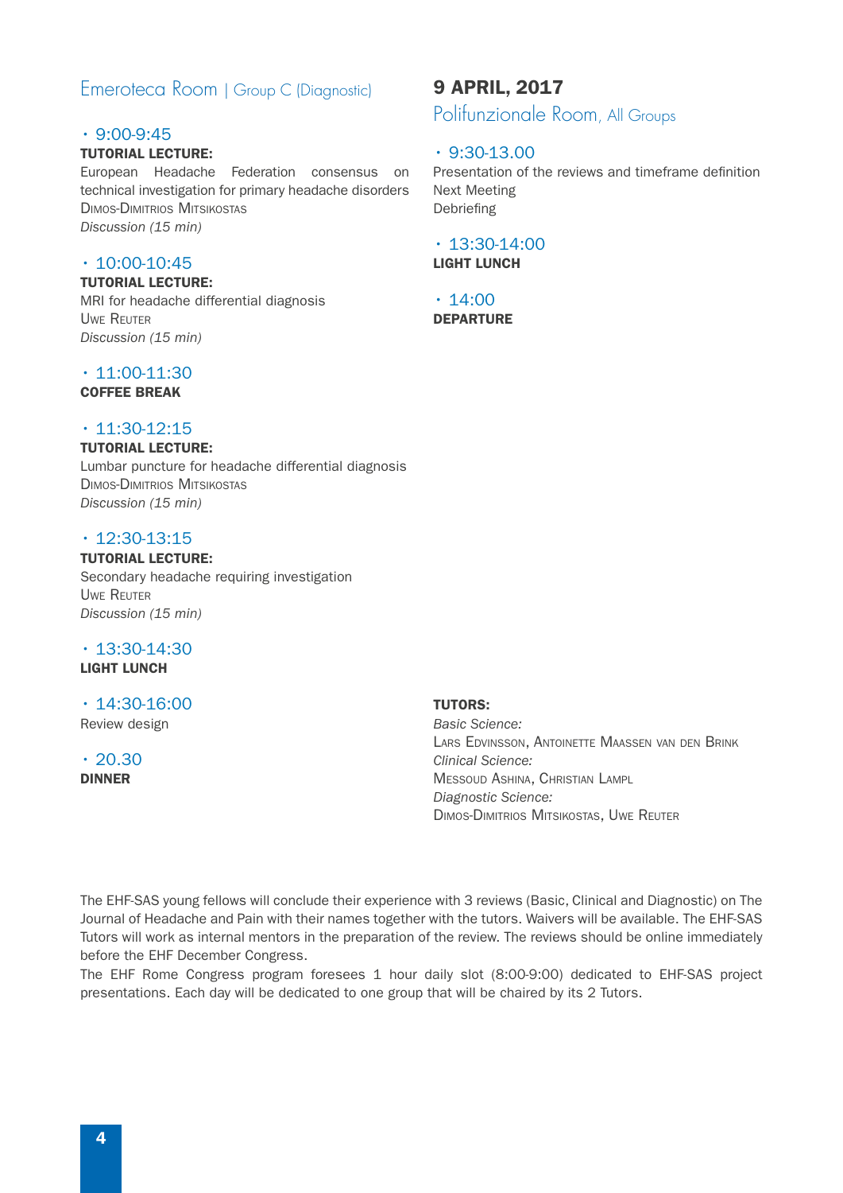## Emeroteca Room | Group C (Diagnostic)

- 9:00-9:45

**TUTORIAL LECTURE:**
European Headache Federation consensus on technical investigation for primary headache disorders
Dimos-Dimitrios Mitsikostas
*Discussion (15 min)*

- 10:00-10:45

**TUTORIAL LECTURE:**
MRI for headache differential diagnosis
Uwe Reuter
*Discussion (15 min)*

- 11:00-11:30

**COFFEE BREAK**

- 11:30-12:15

**TUTORIAL LECTURE:**
Lumbar puncture for headache differential diagnosis
Dimos-Dimitrios Mitsikostas
*Discussion (15 min)*

- 12:30-13:15

**TUTORIAL LECTURE:**
Secondary headache requiring investigation
Uwe Reuter
*Discussion (15 min)*

- 13:30-14:30

**LIGHT LUNCH**

- 14:30-16:00

Review design

- 20.30

**DINNER**

# 9 APRIL, 2017

## Polifunzionale Room, All Groups

- 9:30-13.00

Presentation of the reviews and timeframe definition
Next Meeting
Debriefing

- 13:30-14:00

**LIGHT LUNCH**

- 14:00

**DEPARTURE**

**TUTORS:**
*Basic Science:*
Lars Edvinsson, Antoinette Maassen van den Brink
*Clinical Science:*
Messoud Ashina, Christian Lampl
*Diagnostic Science:*
Dimos-Dimitrios Mitsikostas, Uwe Reuter

The EHF-SAS young fellows will conclude their experience with 3 reviews (Basic, Clinical and Diagnostic) on The Journal of Headache and Pain with their names together with the tutors. Waivers will be available. The EHF-SAS Tutors will work as internal mentors in the preparation of the review. The reviews should be online immediately before the EHF December Congress.
The EHF Rome Congress program foresees 1 hour daily slot (8:00-9:00) dedicated to EHF-SAS project presentations. Each day will be dedicated to one group that will be chaired by its 2 Tutors.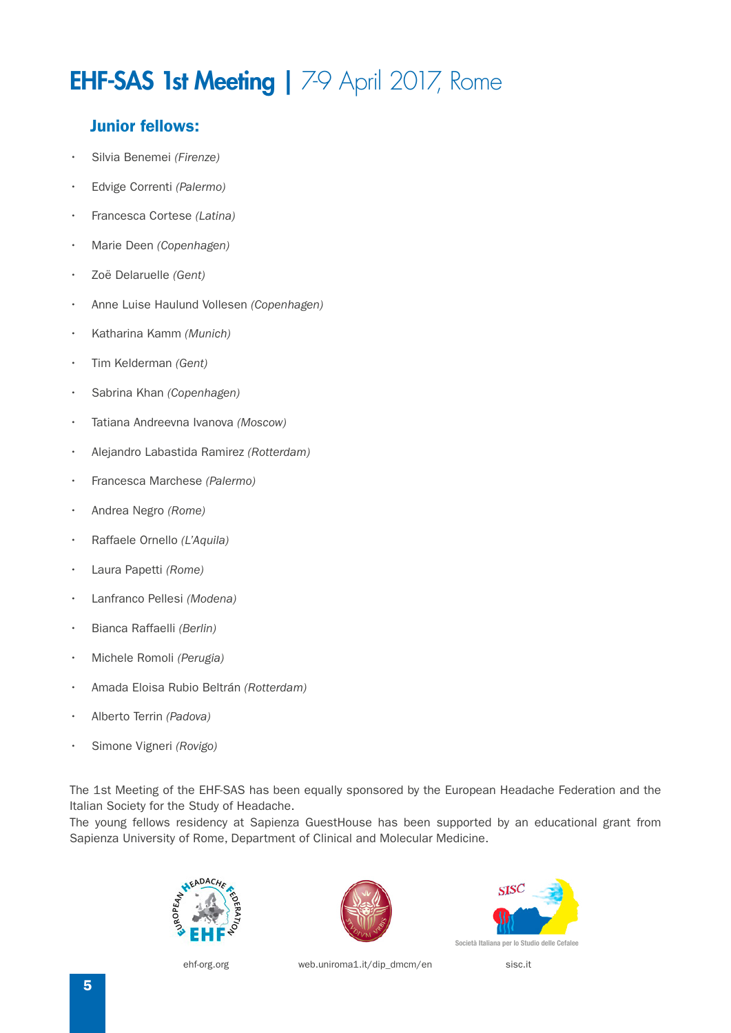# EHF-SAS 1st Meeting | 7-9 April 2017, Rome

## Junior fellows:

- Silvia Benemei *(Firenze)*
- Edvige Correnti *(Palermo)*
- Francesca Cortese *(Latina)*
- Marie Deen *(Copenhagen)*
- Zoë Delaruelle *(Gent)*
- Anne Luise Haulund Vollesen *(Copenhagen)*
- Katharina Kamm *(Munich)*
- Tim Kelderman *(Gent)*
- Sabrina Khan *(Copenhagen)*
- Tatiana Andreevna Ivanova *(Moscow)*
- Alejandro Labastida Ramirez *(Rotterdam)*
- Francesca Marchese *(Palermo)*
- Andrea Negro *(Rome)*
- Raffaele Ornello *(L'Aquila)*
- Laura Papetti *(Rome)*
- Lanfranco Pellesi *(Modena)*
- Bianca Raffaelli *(Berlin)*
- Michele Romoli *(Perugia)*
- Amada Eloisa Rubio Beltrán *(Rotterdam)*
- Alberto Terrin *(Padova)*
- Simone Vigneri *(Rovigo)*

The 1st Meeting of the EHF-SAS has been equally sponsored by the European Headache Federation and the Italian Society for the Study of Headache.
The young fellows residency at Sapienza GuestHouse has been supported by an educational grant from Sapienza University of Rome, Department of Clinical and Molecular Medicine.

ehf-org.org

web.uniroma1.it/dip_dmcm/en

Società Italiana per lo Studio delle Cefalee

sisc.it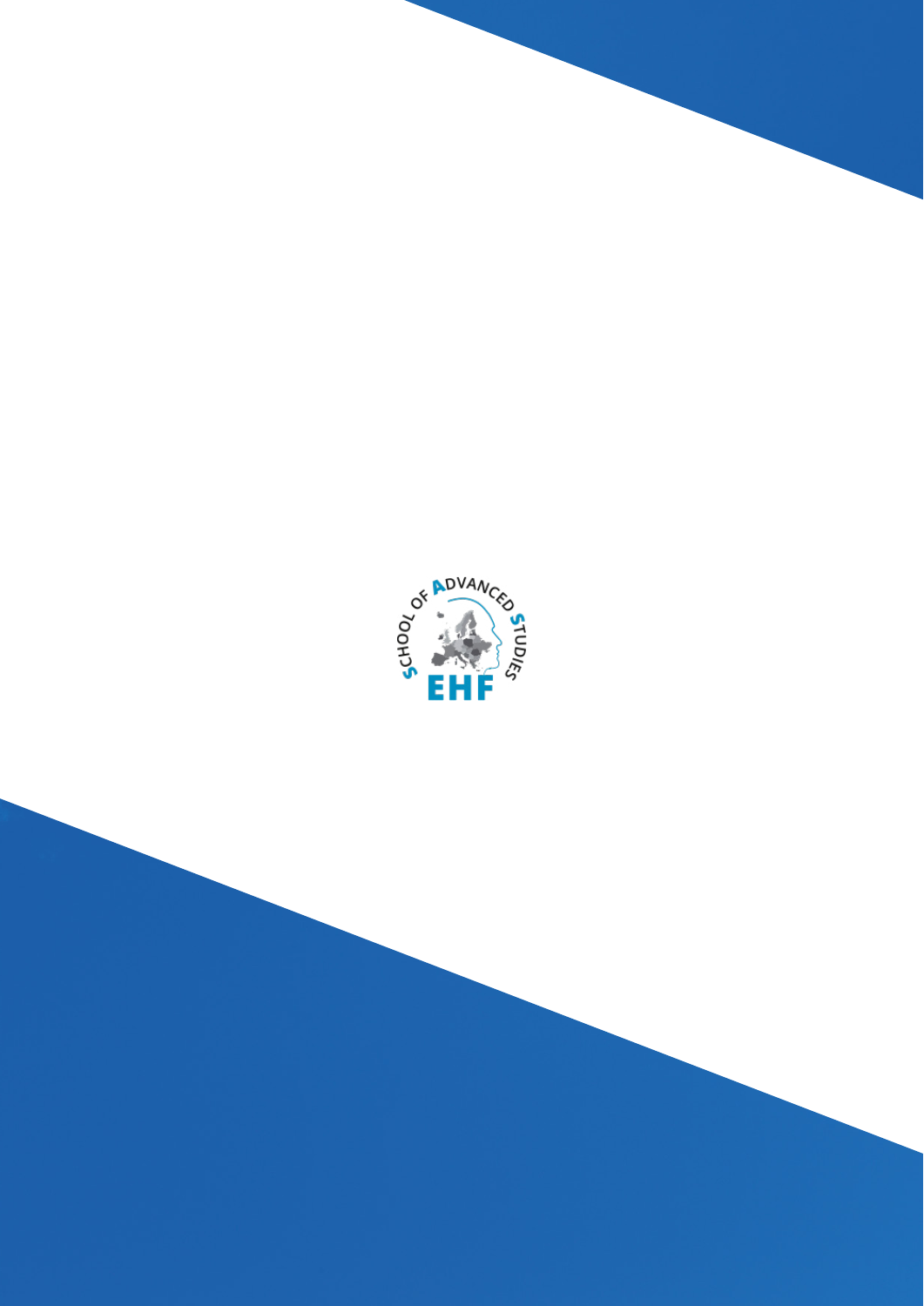SCHOOL OF ADVANCED STUDIES

EHF